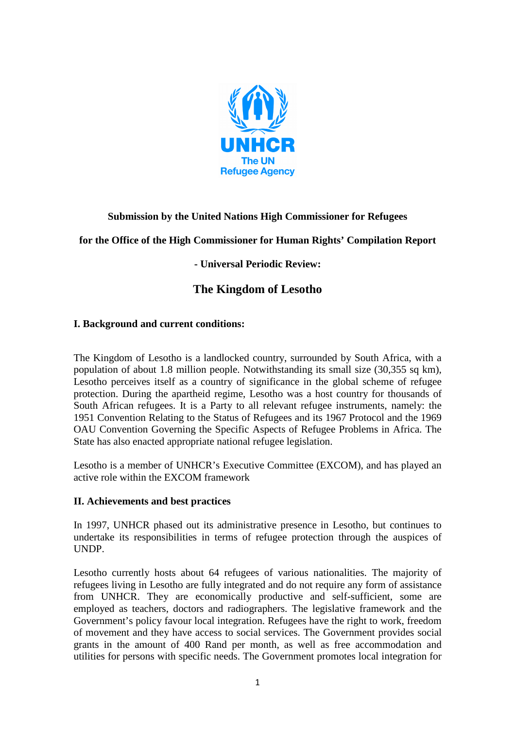**Submission by the United Nations High Commissioner for Refugees**

**for the Office of the High Commissioner for Human Rights' Compilation Report**

**- Universal Periodic Review:**

# The Kingdom of Lesotho

## I. Background and current conditions:

The Kingdom of Lesotho is a landlocked country, surrounded by South Africa, with a population of about 1.8 million people. Notwithstanding its small size (30,355 sq km), Lesotho perceives itself as a country of significance in the global scheme of refugee protection. During the apartheid regime, Lesotho was a host country for thousands of South African refugees. It is a Party to all relevant refugee instruments, namely: the 1951 Convention Relating to the Status of Refugees and its 1967 Protocol and the 1969 OAU Convention Governing the Specific Aspects of Refugee Problems in Africa. The State has also enacted appropriate national refugee legislation.

Lesotho is a member of UNHCR's Executive Committee (EXCOM), and has played an active role within the EXCOM framework

## II. Achievements and best practices

In 1997, UNHCR phased out its administrative presence in Lesotho, but continues to undertake its responsibilities in terms of refugee protection through the auspices of UNDP.

Lesotho currently hosts about 64 refugees of various nationalities. The majority of refugees living in Lesotho are fully integrated and do not require any form of assistance from UNHCR. They are economically productive and self-sufficient, some are employed as teachers, doctors and radiographers. The legislative framework and the Government's policy favour local integration. Refugees have the right to work, freedom of movement and they have access to social services. The Government provides social grants in the amount of 400 Rand per month, as well as free accommodation and utilities for persons with specific needs. The Government promotes local integration for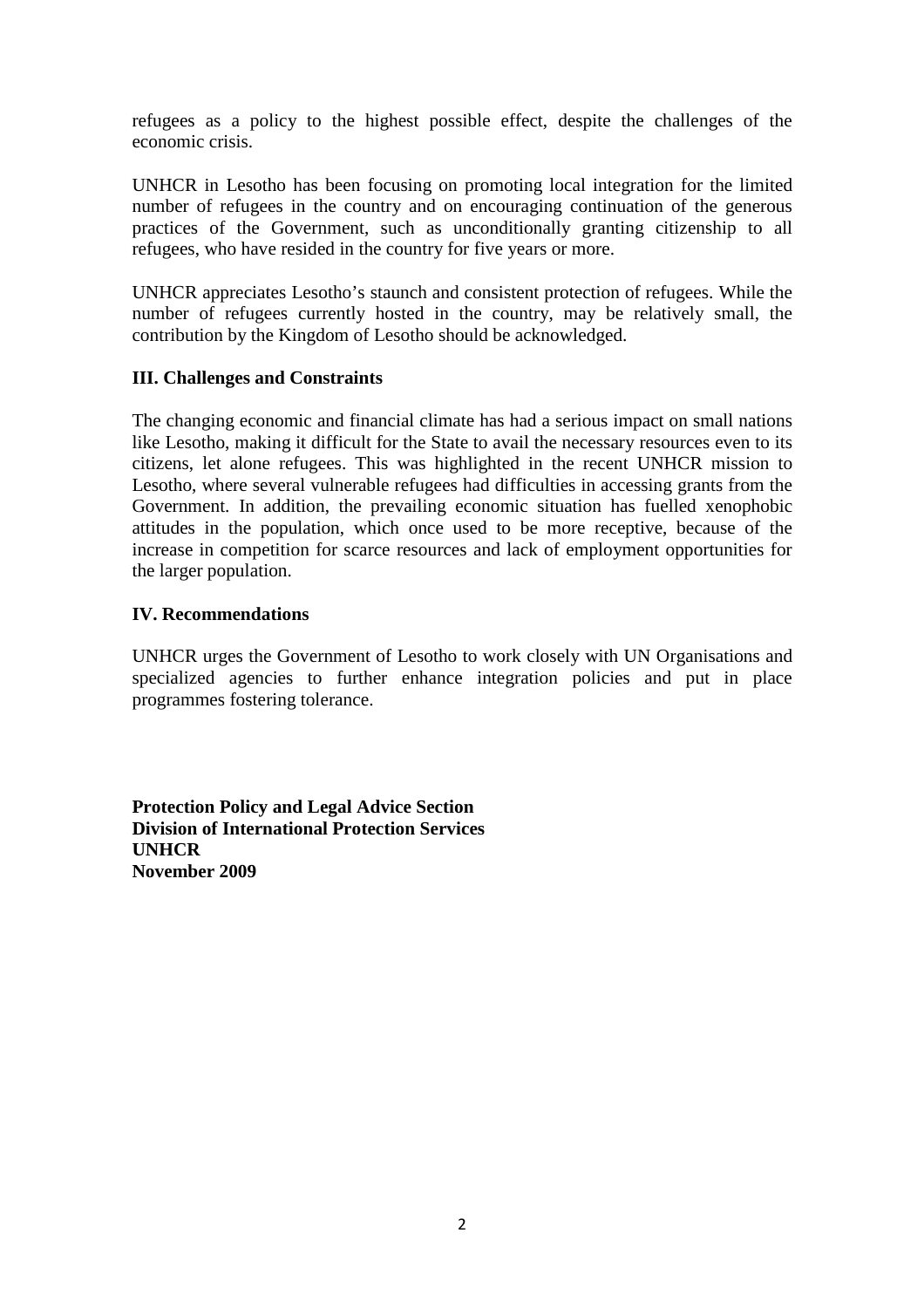refugees as a policy to the highest possible effect, despite the challenges of the economic crisis.

UNHCR in Lesotho has been focusing on promoting local integration for the limited number of refugees in the country and on encouraging continuation of the generous practices of the Government, such as unconditionally granting citizenship to all refugees, who have resided in the country for five years or more.

UNHCR appreciates Lesotho's staunch and consistent protection of refugees. While the number of refugees currently hosted in the country, may be relatively small, the contribution by the Kingdom of Lesotho should be acknowledged.

## III. Challenges and Constraints

The changing economic and financial climate has had a serious impact on small nations like Lesotho, making it difficult for the State to avail the necessary resources even to its citizens, let alone refugees. This was highlighted in the recent UNHCR mission to Lesotho, where several vulnerable refugees had difficulties in accessing grants from the Government. In addition, the prevailing economic situation has fuelled xenophobic attitudes in the population, which once used to be more receptive, because of the increase in competition for scarce resources and lack of employment opportunities for the larger population.

## IV. Recommendations

UNHCR urges the Government of Lesotho to work closely with UN Organisations and specialized agencies to further enhance integration policies and put in place programmes fostering tolerance.

**Protection Policy and Legal Advice Section**
**Division of International Protection Services**
**UNHCR**
**November 2009**